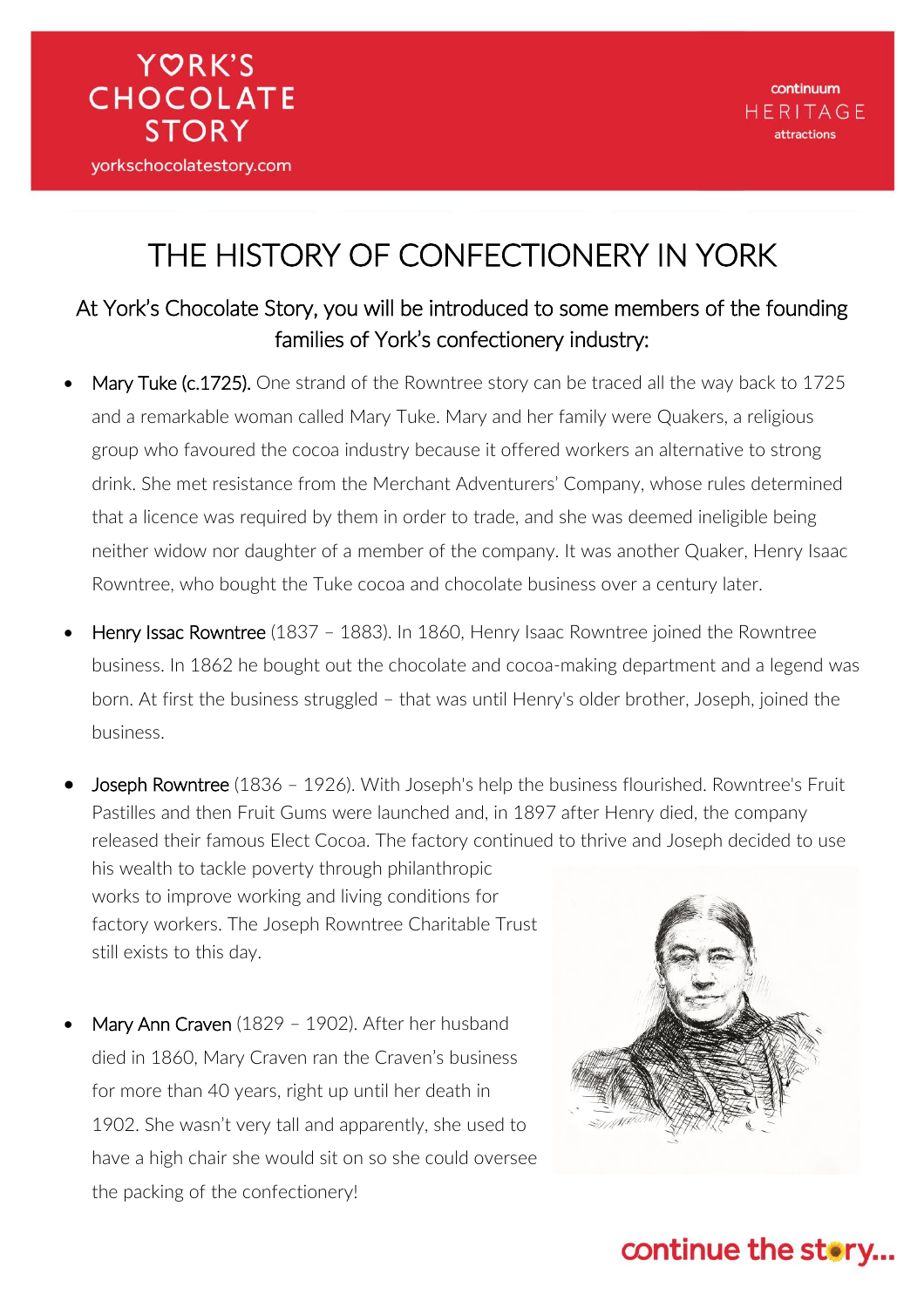YORK'S CHOCOLATE STORY

yorkschocolatestory.com

continuum HERITAGE attractions

# THE HISTORY OF CONFECTIONERY IN YORK

## At York's Chocolate Story, you will be introduced to some members of the founding families of York's confectionery industry:

- Mary Tuke (c.1725). One strand of the Rowntree story can be traced all the way back to 1725 and a remarkable woman called Mary Tuke. Mary and her family were Quakers, a religious group who favoured the cocoa industry because it offered workers an alternative to strong drink. She met resistance from the Merchant Adventurers' Company, whose rules determined that a licence was required by them in order to trade, and she was deemed ineligible being neither widow nor daughter of a member of the company. It was another Quaker, Henry Isaac Rowntree, who bought the Tuke cocoa and chocolate business over a century later.

- Henry Issac Rowntree (1837 – 1883). In 1860, Henry Isaac Rowntree joined the Rowntree business. In 1862 he bought out the chocolate and cocoa-making department and a legend was born. At first the business struggled – that was until Henry's older brother, Joseph, joined the business.

- Joseph Rowntree (1836 – 1926). With Joseph's help the business flourished. Rowntree's Fruit Pastilles and then Fruit Gums were launched and, in 1897 after Henry died, the company released their famous Elect Cocoa. The factory continued to thrive and Joseph decided to use his wealth to tackle poverty through philanthropic works to improve working and living conditions for factory workers. The Joseph Rowntree Charitable Trust still exists to this day.

- Mary Ann Craven (1829 – 1902). After her husband died in 1860, Mary Craven ran the Craven's business for more than 40 years, right up until her death in 1902. She wasn't very tall and apparently, she used to have a high chair she would sit on so she could oversee the packing of the confectionery!

continue the story...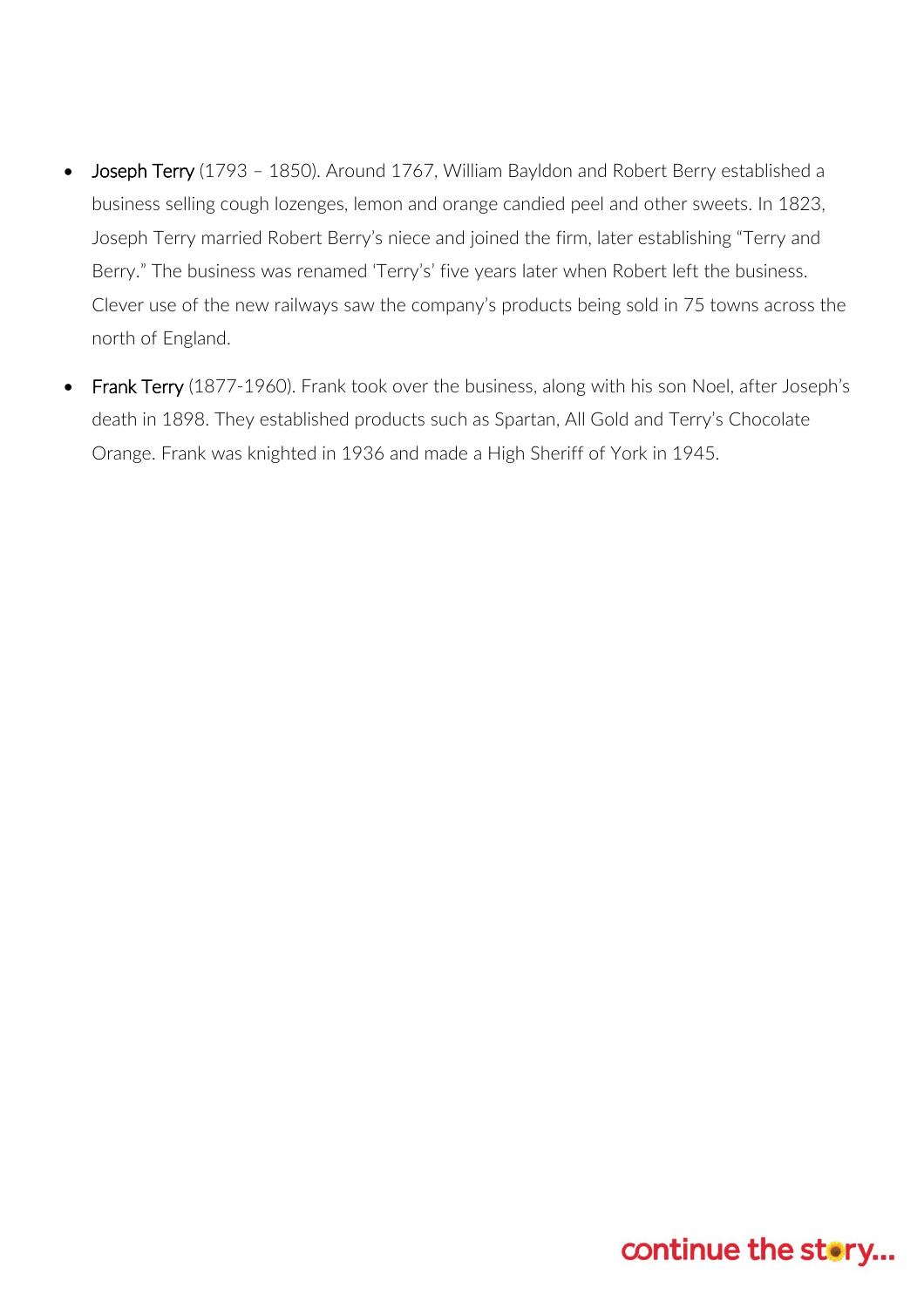- Joseph Terry (1793 – 1850). Around 1767, William Bayldon and Robert Berry established a business selling cough lozenges, lemon and orange candied peel and other sweets. In 1823, Joseph Terry married Robert Berry's niece and joined the firm, later establishing "Terry and Berry." The business was renamed 'Terry's' five years later when Robert left the business. Clever use of the new railways saw the company's products being sold in 75 towns across the north of England.

- Frank Terry (1877-1960). Frank took over the business, along with his son Noel, after Joseph's death in 1898. They established products such as Spartan, All Gold and Terry's Chocolate Orange. Frank was knighted in 1936 and made a High Sheriff of York in 1945.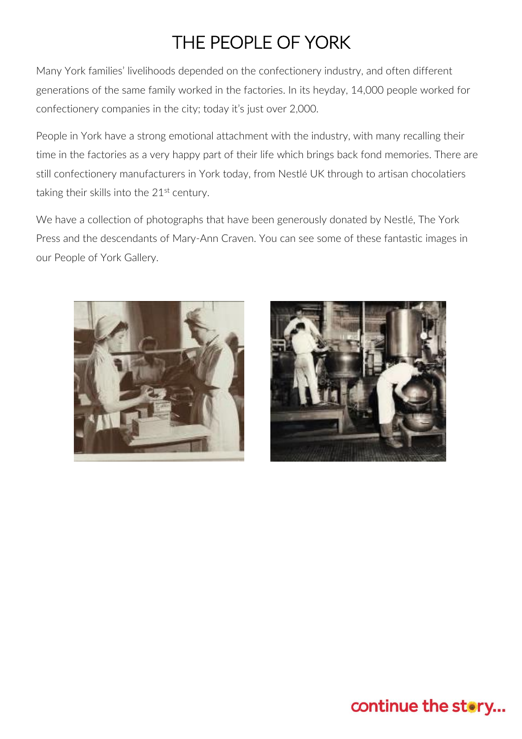# THE PEOPLE OF YORK

Many York families' livelihoods depended on the confectionery industry, and often different generations of the same family worked in the factories. In its heyday, 14,000 people worked for confectionery companies in the city; today it's just over 2,000.

People in York have a strong emotional attachment with the industry, with many recalling their time in the factories as a very happy part of their life which brings back fond memories. There are still confectionery manufacturers in York today, from Nestlé UK through to artisan chocolatiers taking their skills into the 21st century.

We have a collection of photographs that have been generously donated by Nestlé, The York Press and the descendants of Mary-Ann Craven. You can see some of these fantastic images in our People of York Gallery.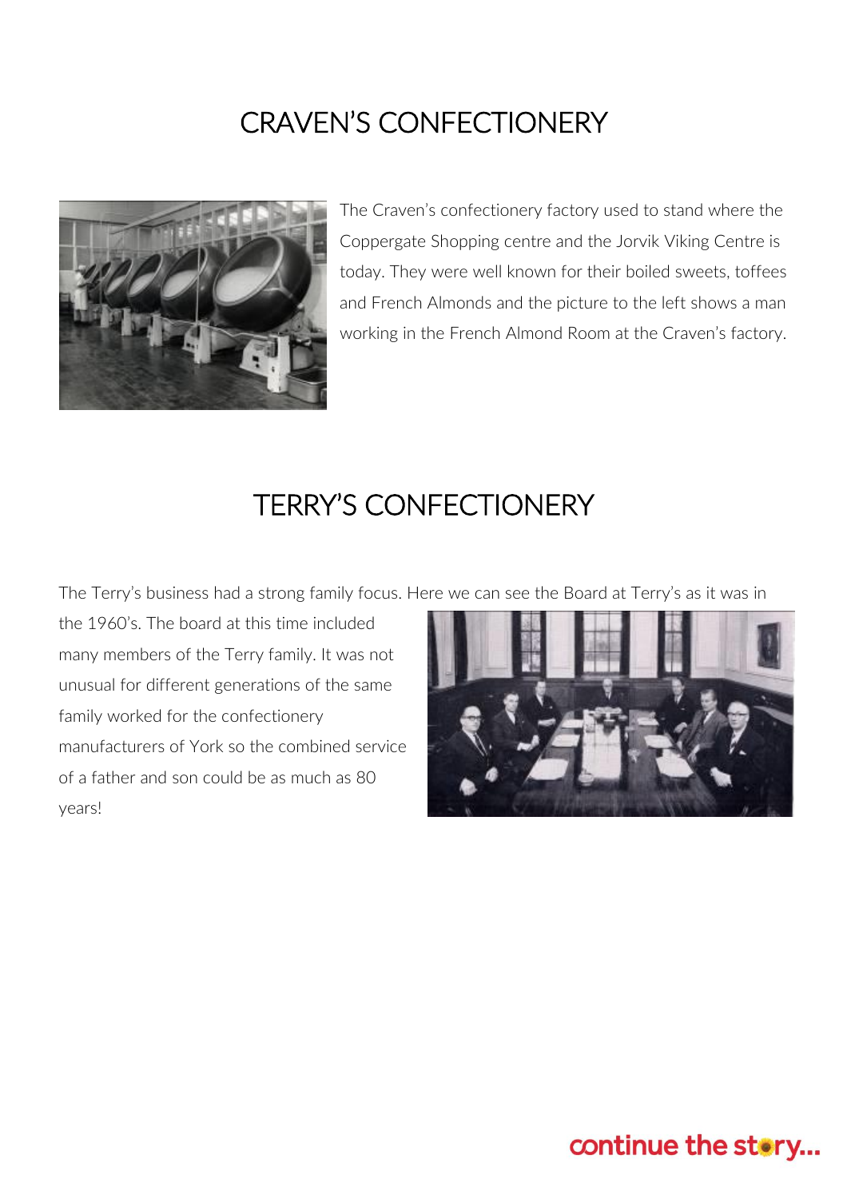# CRAVEN'S CONFECTIONERY

The Craven's confectionery factory used to stand where the Coppergate Shopping centre and the Jorvik Viking Centre is today. They were well known for their boiled sweets, toffees and French Almonds and the picture to the left shows a man working in the French Almond Room at the Craven's factory.

# TERRY'S CONFECTIONERY

The Terry's business had a strong family focus. Here we can see the Board at Terry's as it was in the 1960's. The board at this time included many members of the Terry family. It was not unusual for different generations of the same family worked for the confectionery manufacturers of York so the combined service of a father and son could be as much as 80 years!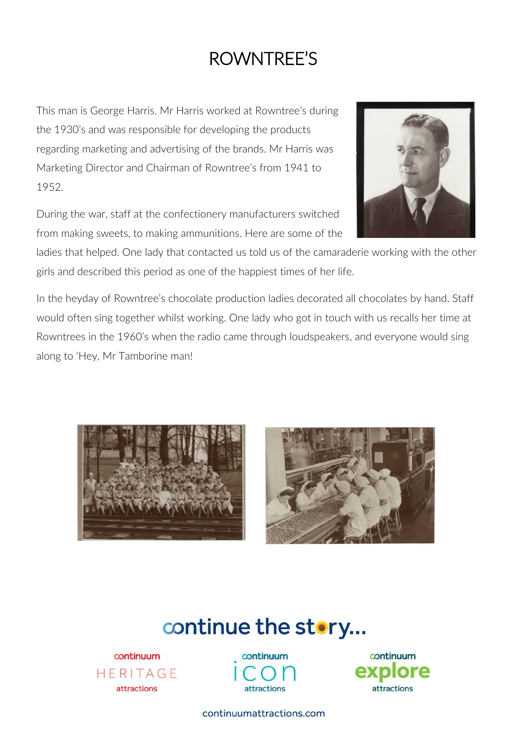# ROWNTREE'S

This man is George Harris. Mr Harris worked at Rowntree's during the 1930's and was responsible for developing the products regarding marketing and advertising of the brands. Mr Harris was Marketing Director and Chairman of Rowntree's from 1941 to 1952.

During the war, staff at the confectionery manufacturers switched from making sweets, to making ammunitions. Here are some of the ladies that helped. One lady that contacted us told us of the camaraderie working with the other girls and described this period as one of the happiest times of her life.

In the heyday of Rowntree's chocolate production ladies decorated all chocolates by hand. Staff would often sing together whilst working. One lady who got in touch with us recalls her time at Rowntrees in the 1960's when the radio came through loudspeakers, and everyone would sing along to 'Hey, Mr Tamborine man!

continue the story...

continuum HERITAGE attractions

continuum icon attractions

continuum explore attractions

continuumattractions.com